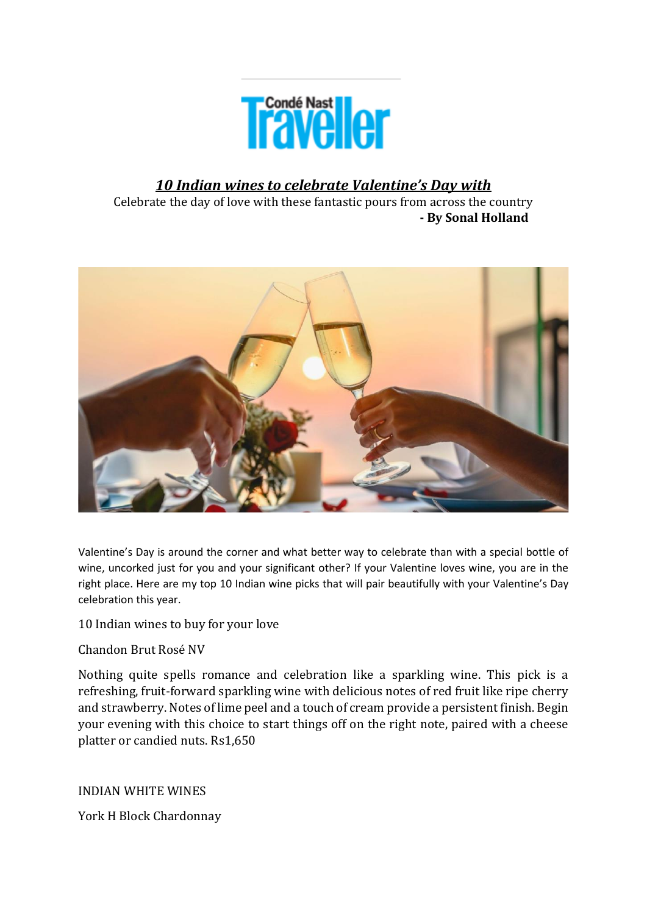Condé Nast Traveller

# *10 Indian wines to celebrate Valentine's Day with*

Celebrate the day of love with these fantastic pours from across the country

**- By Sonal Holland**

Valentine's Day is around the corner and what better way to celebrate than with a special bottle of wine, uncorked just for you and your significant other? If your Valentine loves wine, you are in the right place. Here are my top 10 Indian wine picks that will pair beautifully with your Valentine's Day celebration this year.

10 Indian wines to buy for your love

Chandon Brut Rosé NV

Nothing quite spells romance and celebration like a sparkling wine. This pick is a refreshing, fruit-forward sparkling wine with delicious notes of red fruit like ripe cherry and strawberry. Notes of lime peel and a touch of cream provide a persistent finish. Begin your evening with this choice to start things off on the right note, paired with a cheese platter or candied nuts. Rs1,650

INDIAN WHITE WINES

York H Block Chardonnay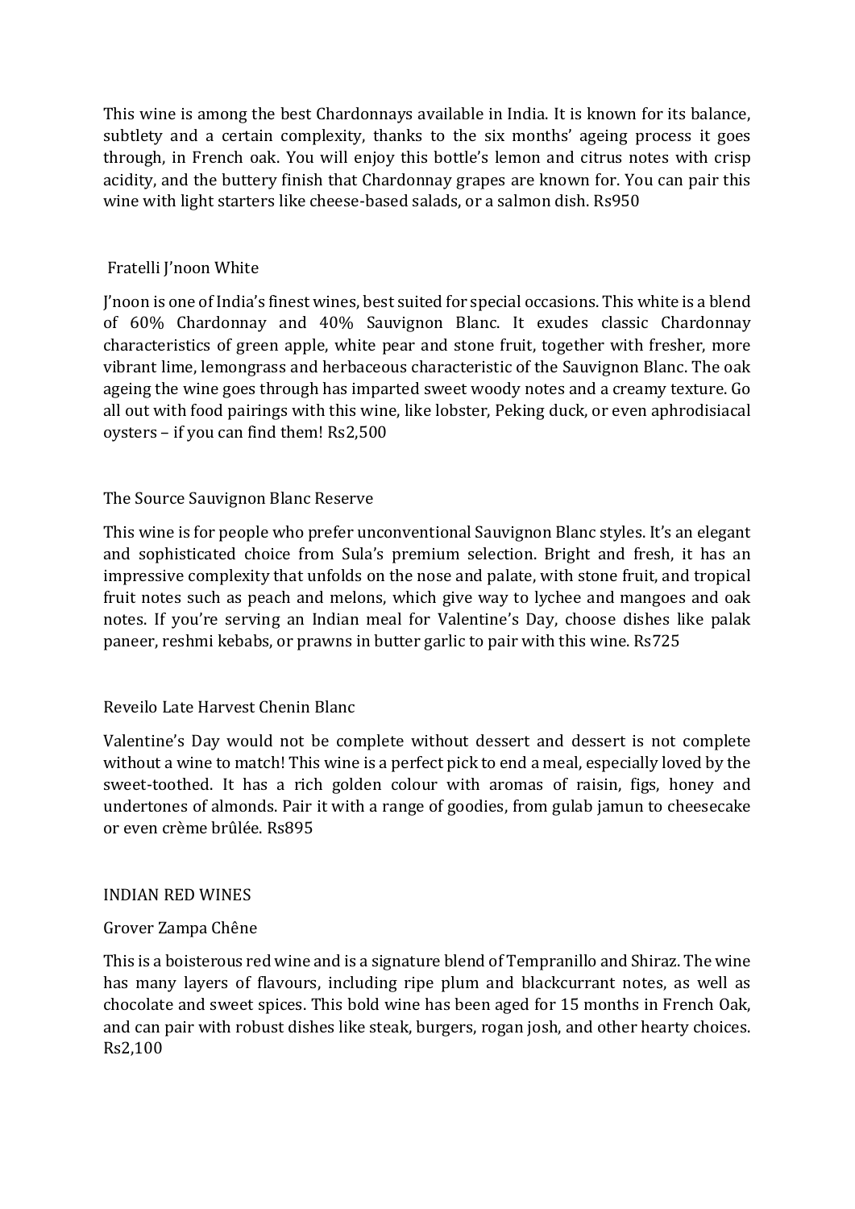This wine is among the best Chardonnays available in India. It is known for its balance, subtlety and a certain complexity, thanks to the six months' ageing process it goes through, in French oak. You will enjoy this bottle's lemon and citrus notes with crisp acidity, and the buttery finish that Chardonnay grapes are known for. You can pair this wine with light starters like cheese-based salads, or a salmon dish. Rs950

### Fratelli J'noon White

J'noon is one of India's finest wines, best suited for special occasions. This white is a blend of 60% Chardonnay and 40% Sauvignon Blanc. It exudes classic Chardonnay characteristics of green apple, white pear and stone fruit, together with fresher, more vibrant lime, lemongrass and herbaceous characteristic of the Sauvignon Blanc. The oak ageing the wine goes through has imparted sweet woody notes and a creamy texture. Go all out with food pairings with this wine, like lobster, Peking duck, or even aphrodisiacal oysters – if you can find them! Rs2,500

### The Source Sauvignon Blanc Reserve

This wine is for people who prefer unconventional Sauvignon Blanc styles. It's an elegant and sophisticated choice from Sula's premium selection. Bright and fresh, it has an impressive complexity that unfolds on the nose and palate, with stone fruit, and tropical fruit notes such as peach and melons, which give way to lychee and mangoes and oak notes. If you're serving an Indian meal for Valentine's Day, choose dishes like palak paneer, reshmi kebabs, or prawns in butter garlic to pair with this wine. Rs725

### Reveilo Late Harvest Chenin Blanc

Valentine's Day would not be complete without dessert and dessert is not complete without a wine to match! This wine is a perfect pick to end a meal, especially loved by the sweet-toothed. It has a rich golden colour with aromas of raisin, figs, honey and undertones of almonds. Pair it with a range of goodies, from gulab jamun to cheesecake or even crème brûlée. Rs895

## INDIAN RED WINES

### Grover Zampa Chêne

This is a boisterous red wine and is a signature blend of Tempranillo and Shiraz. The wine has many layers of flavours, including ripe plum and blackcurrant notes, as well as chocolate and sweet spices. This bold wine has been aged for 15 months in French Oak, and can pair with robust dishes like steak, burgers, rogan josh, and other hearty choices. Rs2,100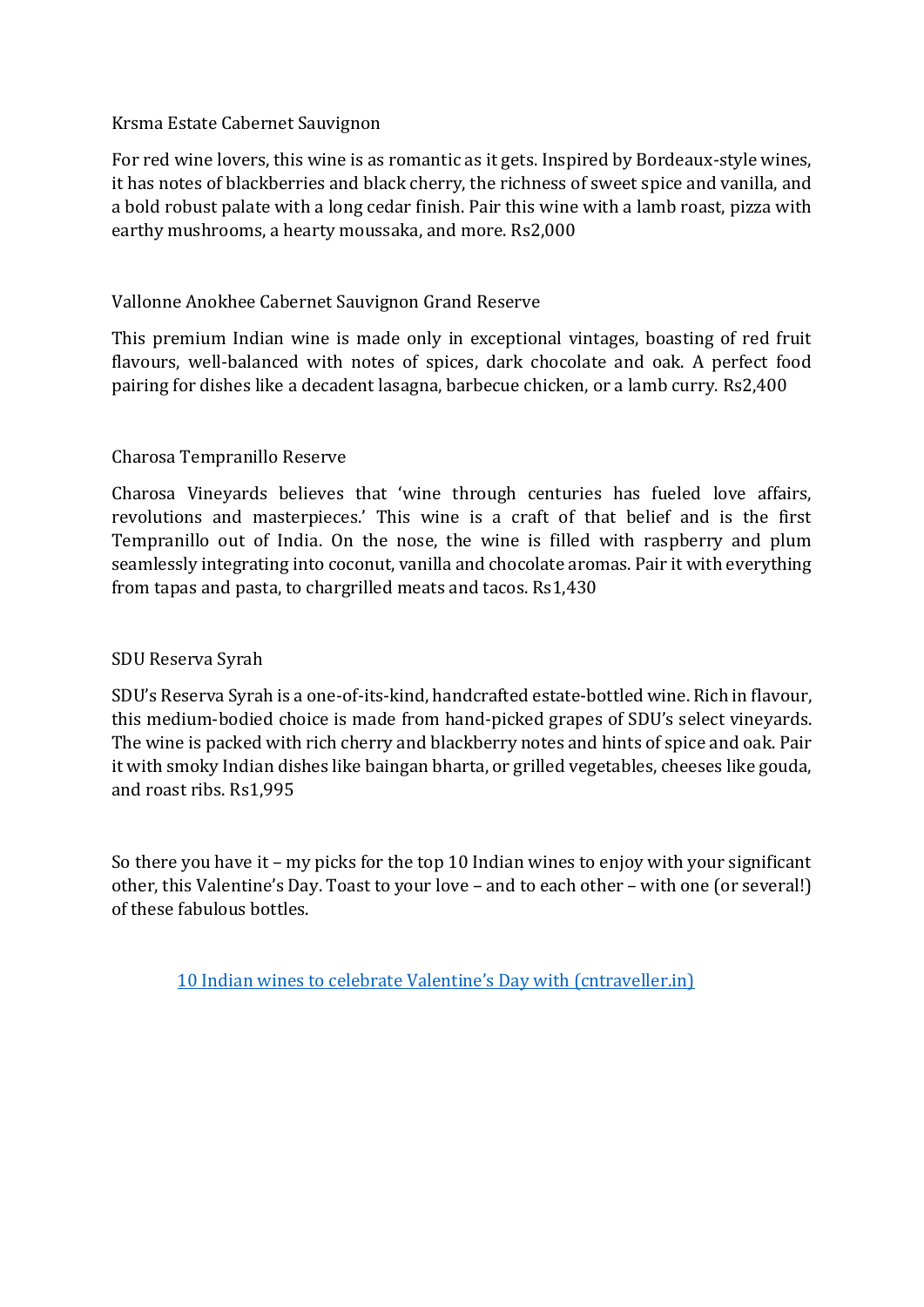### Krsma Estate Cabernet Sauvignon

For red wine lovers, this wine is as romantic as it gets. Inspired by Bordeaux-style wines, it has notes of blackberries and black cherry, the richness of sweet spice and vanilla, and a bold robust palate with a long cedar finish. Pair this wine with a lamb roast, pizza with earthy mushrooms, a hearty moussaka, and more. Rs2,000

### Vallonne Anokhee Cabernet Sauvignon Grand Reserve

This premium Indian wine is made only in exceptional vintages, boasting of red fruit flavours, well-balanced with notes of spices, dark chocolate and oak. A perfect food pairing for dishes like a decadent lasagna, barbecue chicken, or a lamb curry. Rs2,400

### Charosa Tempranillo Reserve

Charosa Vineyards believes that 'wine through centuries has fueled love affairs, revolutions and masterpieces.' This wine is a craft of that belief and is the first Tempranillo out of India. On the nose, the wine is filled with raspberry and plum seamlessly integrating into coconut, vanilla and chocolate aromas. Pair it with everything from tapas and pasta, to chargrilled meats and tacos. Rs1,430

### SDU Reserva Syrah

SDU's Reserva Syrah is a one-of-its-kind, handcrafted estate-bottled wine. Rich in flavour, this medium-bodied choice is made from hand-picked grapes of SDU's select vineyards. The wine is packed with rich cherry and blackberry notes and hints of spice and oak. Pair it with smoky Indian dishes like baingan bharta, or grilled vegetables, cheeses like gouda, and roast ribs. Rs1,995

So there you have it – my picks for the top 10 Indian wines to enjoy with your significant other, this Valentine's Day. Toast to your love – and to each other – with one (or several!) of these fabulous bottles.

[10 Indian wines to celebrate Valentine's Day with (cntraveller.in)]